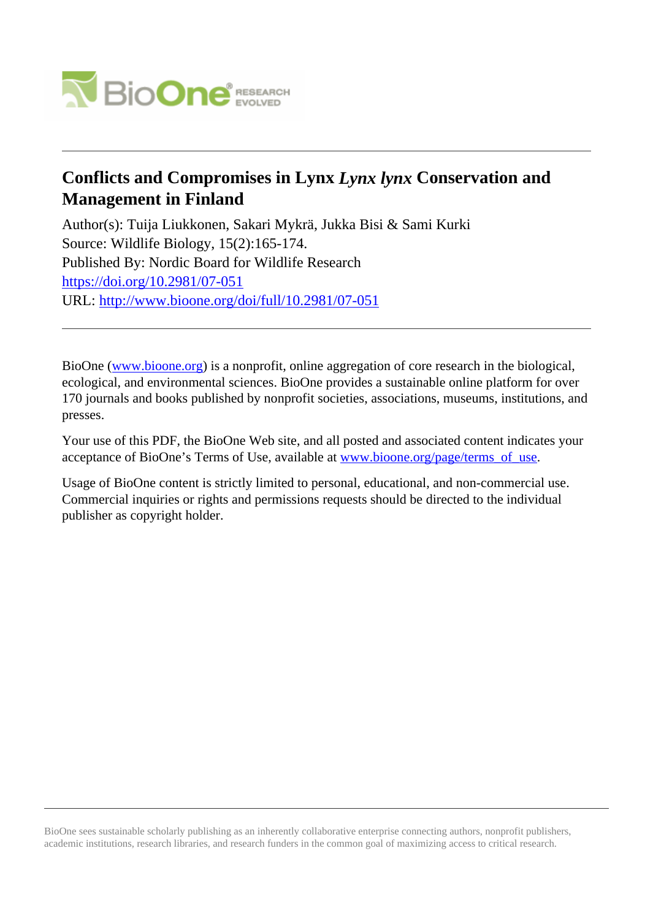# Conflicts and Compromises in Lynx *Lynx lynx* Conservation and Management in Finland

Author(s): Tuija Liukkonen, Sakari Mykrä, Jukka Bisi & Sami Kurki
Source: Wildlife Biology, 15(2):165-174.
Published By: Nordic Board for Wildlife Research
https://doi.org/10.2981/07-051
URL: http://www.bioone.org/doi/full/10.2981/07-051

BioOne (www.bioone.org) is a nonprofit, online aggregation of core research in the biological, ecological, and environmental sciences. BioOne provides a sustainable online platform for over 170 journals and books published by nonprofit societies, associations, museums, institutions, and presses.

Your use of this PDF, the BioOne Web site, and all posted and associated content indicates your acceptance of BioOne's Terms of Use, available at www.bioone.org/page/terms_of_use.

Usage of BioOne content is strictly limited to personal, educational, and non-commercial use. Commercial inquiries or rights and permissions requests should be directed to the individual publisher as copyright holder.

BioOne sees sustainable scholarly publishing as an inherently collaborative enterprise connecting authors, nonprofit publishers, academic institutions, research libraries, and research funders in the common goal of maximizing access to critical research.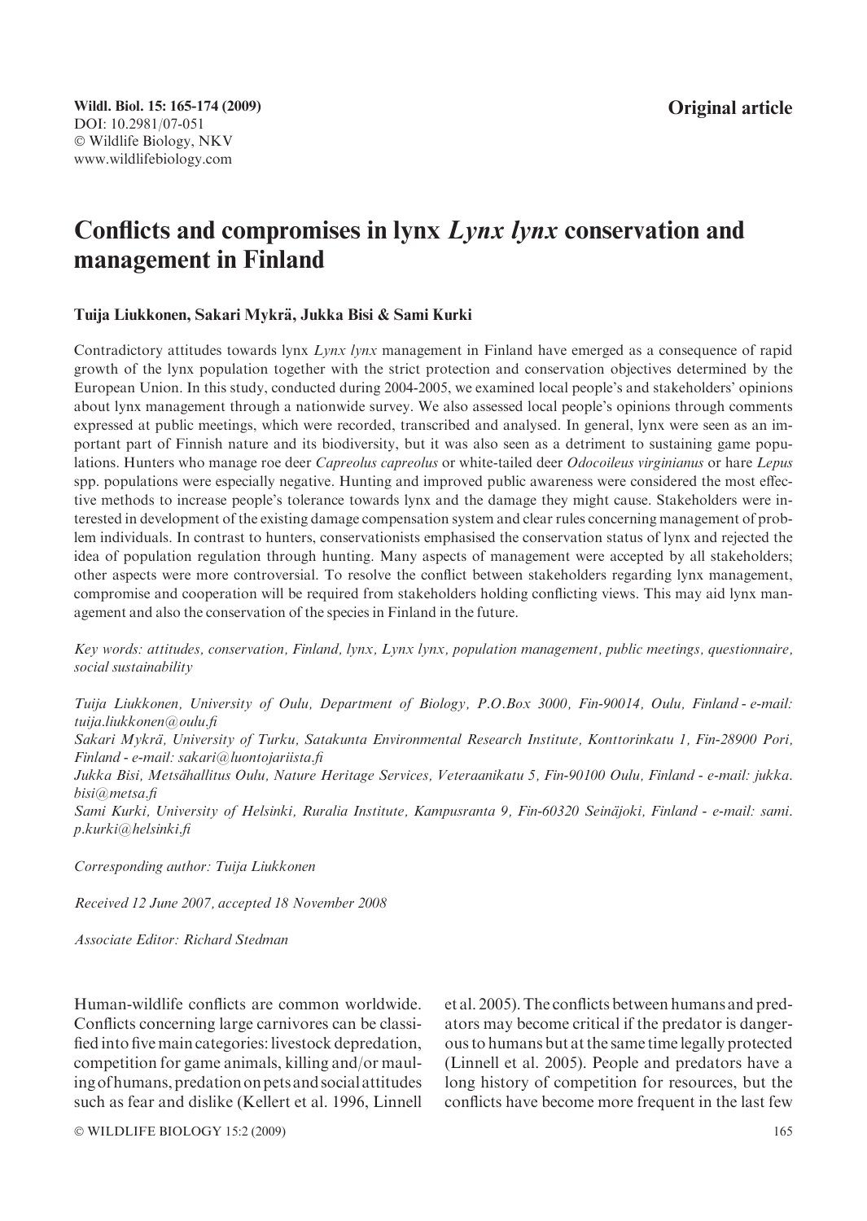**Original article**

# Conflicts and compromises in lynx *Lynx lynx* conservation and management in Finland

**Tuija Liukkonen, Sakari Mykrä, Jukka Bisi & Sami Kurki**

Contradictory attitudes towards lynx *Lynx lynx* management in Finland have emerged as a consequence of rapid growth of the lynx population together with the strict protection and conservation objectives determined by the European Union. In this study, conducted during 2004-2005, we examined local people's and stakeholders' opinions about lynx management through a nationwide survey. We also assessed local people's opinions through comments expressed at public meetings, which were recorded, transcribed and analysed. In general, lynx were seen as an important part of Finnish nature and its biodiversity, but it was also seen as a detriment to sustaining game populations. Hunters who manage roe deer *Capreolus capreolus* or white-tailed deer *Odocoileus virginianus* or hare *Lepus* spp. populations were especially negative. Hunting and improved public awareness were considered the most effective methods to increase people's tolerance towards lynx and the damage they might cause. Stakeholders were interested in development of the existing damage compensation system and clear rules concerning management of problem individuals. In contrast to hunters, conservationists emphasised the conservation status of lynx and rejected the idea of population regulation through hunting. Many aspects of management were accepted by all stakeholders; other aspects were more controversial. To resolve the conflict between stakeholders regarding lynx management, compromise and cooperation will be required from stakeholders holding conflicting views. This may aid lynx management and also the conservation of the species in Finland in the future.

*Key words: attitudes, conservation, Finland, lynx, Lynx lynx, population management, public meetings, questionnaire, social sustainability*

*Tuija Liukkonen, University of Oulu, Department of Biology, P.O.Box 3000, Fin-90014, Oulu, Finland - e-mail: tuija.liukkonen@oulu.fi*

*Sakari Mykrä, University of Turku, Satakunta Environmental Research Institute, Konttorinkatu 1, Fin-28900 Pori, Finland - e-mail: sakari@luontojariista.fi*

*Jukka Bisi, Metsähallitus Oulu, Nature Heritage Services, Veteraanikatu 5, Fin-90100 Oulu, Finland - e-mail: jukka.bisi@metsa.fi*

*Sami Kurki, University of Helsinki, Ruralia Institute, Kampusranta 9, Fin-60320 Seinäjoki, Finland - e-mail: sami.p.kurki@helsinki.fi*

*Corresponding author: Tuija Liukkonen*

*Received 12 June 2007, accepted 18 November 2008*

*Associate Editor: Richard Stedman*

Human-wildlife conflicts are common worldwide. Conflicts concerning large carnivores can be classified into five main categories: livestock depredation, competition for game animals, killing and/or mauling of humans, predation on pets and social attitudes such as fear and dislike (Kellert et al. 1996, Linnell et al. 2005). The conflicts between humans and predators may become critical if the predator is dangerous to humans but at the same time legally protected (Linnell et al. 2005). People and predators have a long history of competition for resources, but the conflicts have become more frequent in the last few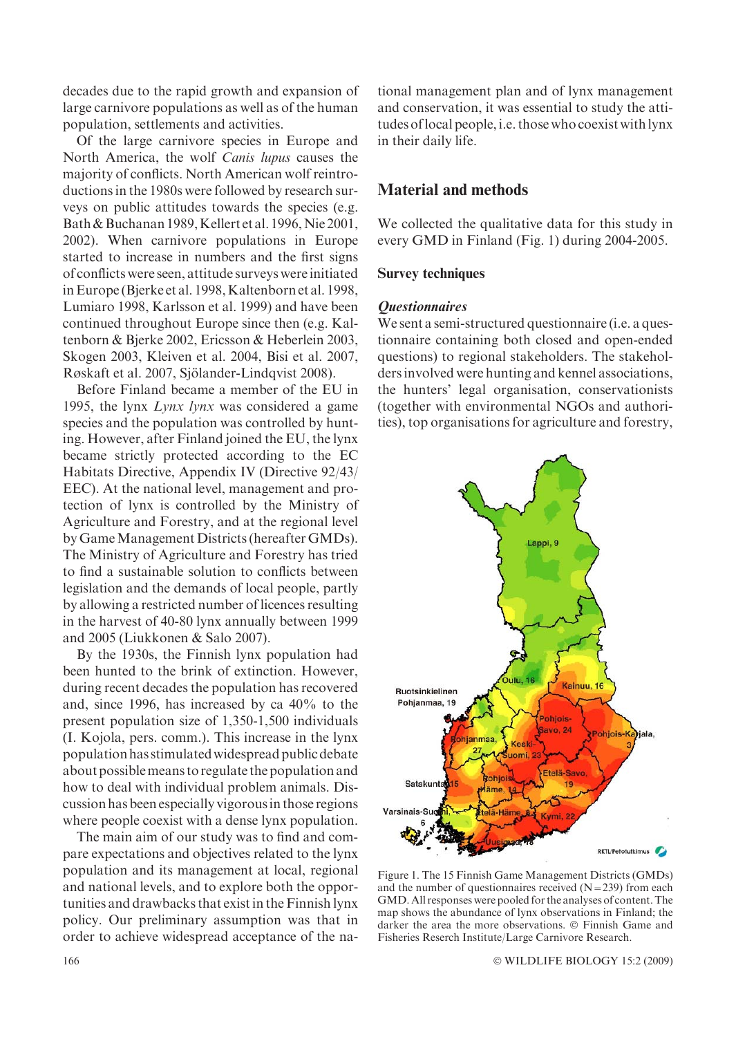decades due to the rapid growth and expansion of large carnivore populations as well as of the human population, settlements and activities.

Of the large carnivore species in Europe and North America, the wolf *Canis lupus* causes the majority of conflicts. North American wolf reintroductions in the 1980s were followed by research surveys on public attitudes towards the species (e.g. Bath & Buchanan 1989, Kellert et al. 1996, Nie 2001, 2002). When carnivore populations in Europe started to increase in numbers and the first signs of conflicts were seen, attitude surveys were initiated in Europe (Bjerke et al. 1998, Kaltenborn et al. 1998, Lumiaro 1998, Karlsson et al. 1999) and have been continued throughout Europe since then (e.g. Kaltenborn & Bjerke 2002, Ericsson & Heberlein 2003, Skogen 2003, Kleiven et al. 2004, Bisi et al. 2007, Røskaft et al. 2007, Sjölander-Lindqvist 2008).

Before Finland became a member of the EU in 1995, the lynx *Lynx lynx* was considered a game species and the population was controlled by hunting. However, after Finland joined the EU, the lynx became strictly protected according to the EC Habitats Directive, Appendix IV (Directive 92/43/EEC). At the national level, management and protection of lynx is controlled by the Ministry of Agriculture and Forestry, and at the regional level by Game Management Districts (hereafter GMDs). The Ministry of Agriculture and Forestry has tried to find a sustainable solution to conflicts between legislation and the demands of local people, partly by allowing a restricted number of licences resulting in the harvest of 40-80 lynx annually between 1999 and 2005 (Liukkonen & Salo 2007).

By the 1930s, the Finnish lynx population had been hunted to the brink of extinction. However, during recent decades the population has recovered and, since 1996, has increased by ca 40% to the present population size of 1,350-1,500 individuals (I. Kojola, pers. comm.). This increase in the lynx population has stimulated widespread public debate about possible means to regulate the population and how to deal with individual problem animals. Discussion has been especially vigorous in those regions where people coexist with a dense lynx population.

The main aim of our study was to find and compare expectations and objectives related to the lynx population and its management at local, regional and national levels, and to explore both the opportunities and drawbacks that exist in the Finnish lynx policy. Our preliminary assumption was that in order to achieve widespread acceptance of the national management plan and of lynx management and conservation, it was essential to study the attitudes of local people, i.e. those who coexist with lynx in their daily life.

## Material and methods

We collected the qualitative data for this study in every GMD in Finland (Fig. 1) during 2004-2005.

### Survey techniques

#### *Questionnaires*

We sent a semi-structured questionnaire (i.e. a questionnaire containing both closed and open-ended questions) to regional stakeholders. The stakeholders involved were hunting and kennel associations, the hunters' legal organisation, conservationists (together with environmental NGOs and authorities), top organisations for agriculture and forestry,

Figure 1. The 15 Finnish Game Management Districts (GMDs) and the number of questionnaires received (N = 239) from each GMD. All responses were pooled for the analyses of content. The map shows the abundance of lynx observations in Finland; the darker the area the more observations. © Finnish Game and Fisheries Reserch Institute/Large Carnivore Research.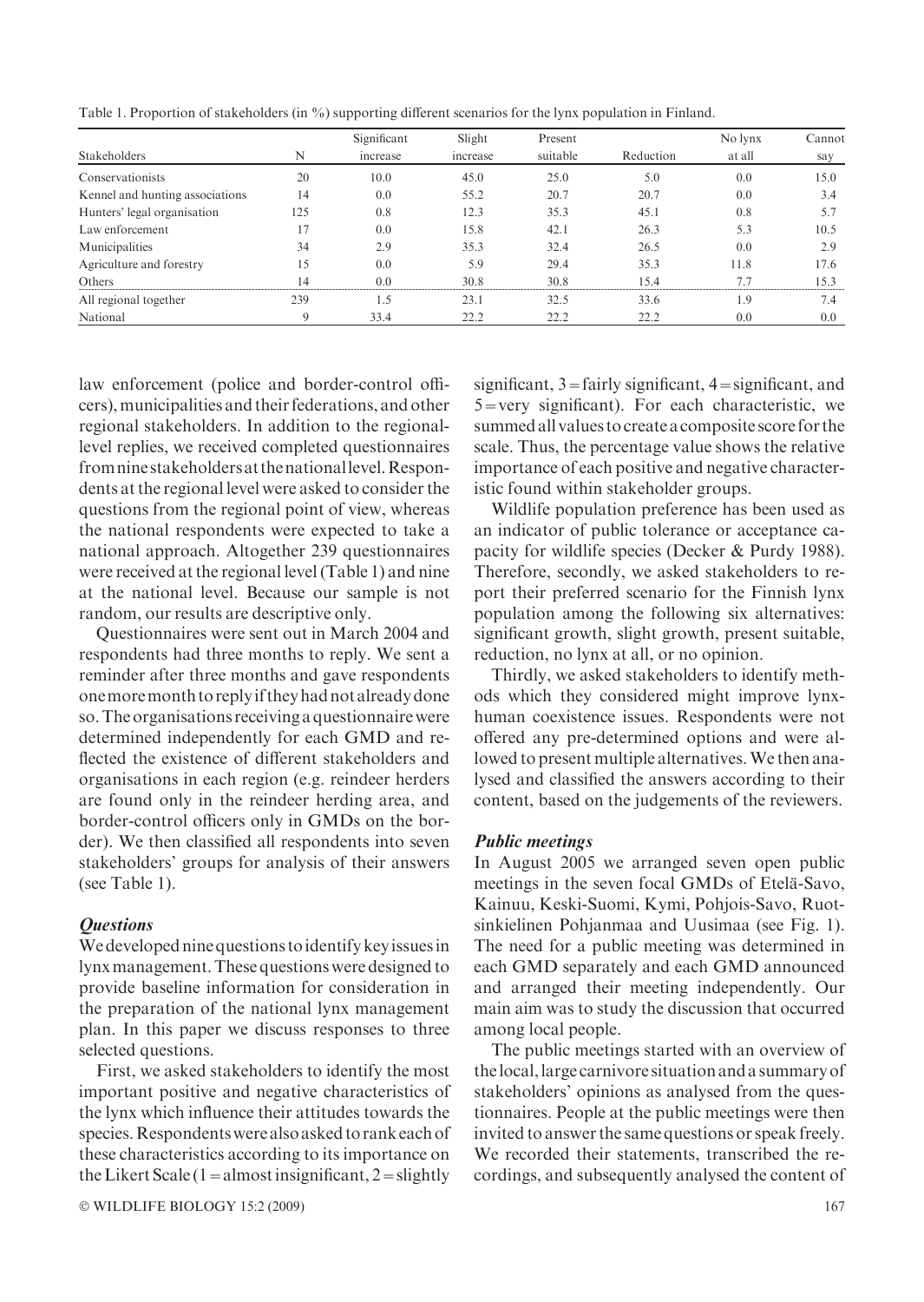Table 1. Proportion of stakeholders (in %) supporting different scenarios for the lynx population in Finland.

| Stakeholders | N | Significant increase | Slight increase | Present suitable | Reduction | No lynx at all | Cannot say |
|---|---|---|---|---|---|---|---|
| Conservationists | 20 | 10.0 | 45.0 | 25.0 | 5.0 | 0.0 | 15.0 |
| Kennel and hunting associations | 14 | 0.0 | 55.2 | 20.7 | 20.7 | 0.0 | 3.4 |
| Hunters' legal organisation | 125 | 0.8 | 12.3 | 35.3 | 45.1 | 0.8 | 5.7 |
| Law enforcement | 17 | 0.0 | 15.8 | 42.1 | 26.3 | 5.3 | 10.5 |
| Municipalities | 34 | 2.9 | 35.3 | 32.4 | 26.5 | 0.0 | 2.9 |
| Agriculture and forestry | 15 | 0.0 | 5.9 | 29.4 | 35.3 | 11.8 | 17.6 |
| Others | 14 | 0.0 | 30.8 | 30.8 | 15.4 | 7.7 | 15.3 |
| All regional together | 239 | 1.5 | 23.1 | 32.5 | 33.6 | 1.9 | 7.4 |
| National | 9 | 33.4 | 22.2 | 22.2 | 22.2 | 0.0 | 0.0 |

law enforcement (police and border-control officers), municipalities and their federations, and other regional stakeholders. In addition to the regional-level replies, we received completed questionnaires from nine stakeholders at the national level. Respondents at the regional level were asked to consider the questions from the regional point of view, whereas the national respondents were expected to take a national approach. Altogether 239 questionnaires were received at the regional level (Table 1) and nine at the national level. Because our sample is not random, our results are descriptive only.

Questionnaires were sent out in March 2004 and respondents had three months to reply. We sent a reminder after three months and gave respondents one more month to reply if they had not already done so. The organisations receiving a questionnaire were determined independently for each GMD and reflected the existence of different stakeholders and organisations in each region (e.g. reindeer herders are found only in the reindeer herding area, and border-control officers only in GMDs on the border). We then classified all respondents into seven stakeholders' groups for analysis of their answers (see Table 1).

### *Questions*

We developed nine questions to identify key issues in lynx management. These questions were designed to provide baseline information for consideration in the preparation of the national lynx management plan. In this paper we discuss responses to three selected questions.

First, we asked stakeholders to identify the most important positive and negative characteristics of the lynx which influence their attitudes towards the species. Respondents were also asked to rank each of these characteristics according to its importance on the Likert Scale (1 = almost insignificant, 2 = slightly significant, 3 = fairly significant, 4 = significant, and 5 = very significant). For each characteristic, we summed all values to create a composite score for the scale. Thus, the percentage value shows the relative importance of each positive and negative characteristic found within stakeholder groups.

Wildlife population preference has been used as an indicator of public tolerance or acceptance capacity for wildlife species (Decker & Purdy 1988). Therefore, secondly, we asked stakeholders to report their preferred scenario for the Finnish lynx population among the following six alternatives: significant growth, slight growth, present suitable, reduction, no lynx at all, or no opinion.

Thirdly, we asked stakeholders to identify methods which they considered might improve lynx-human coexistence issues. Respondents were not offered any pre-determined options and were allowed to present multiple alternatives. We then analysed and classified the answers according to their content, based on the judgements of the reviewers.

### *Public meetings*

In August 2005 we arranged seven open public meetings in the seven focal GMDs of Etelä-Savo, Kainuu, Keski-Suomi, Kymi, Pohjois-Savo, Ruotsinkielinen Pohjanmaa and Uusimaa (see Fig. 1). The need for a public meeting was determined in each GMD separately and each GMD announced and arranged their meeting independently. Our main aim was to study the discussion that occurred among local people.

The public meetings started with an overview of the local, large carnivore situation and a summary of stakeholders' opinions as analysed from the questionnaires. People at the public meetings were then invited to answer the same questions or speak freely. We recorded their statements, transcribed the recordings, and subsequently analysed the content of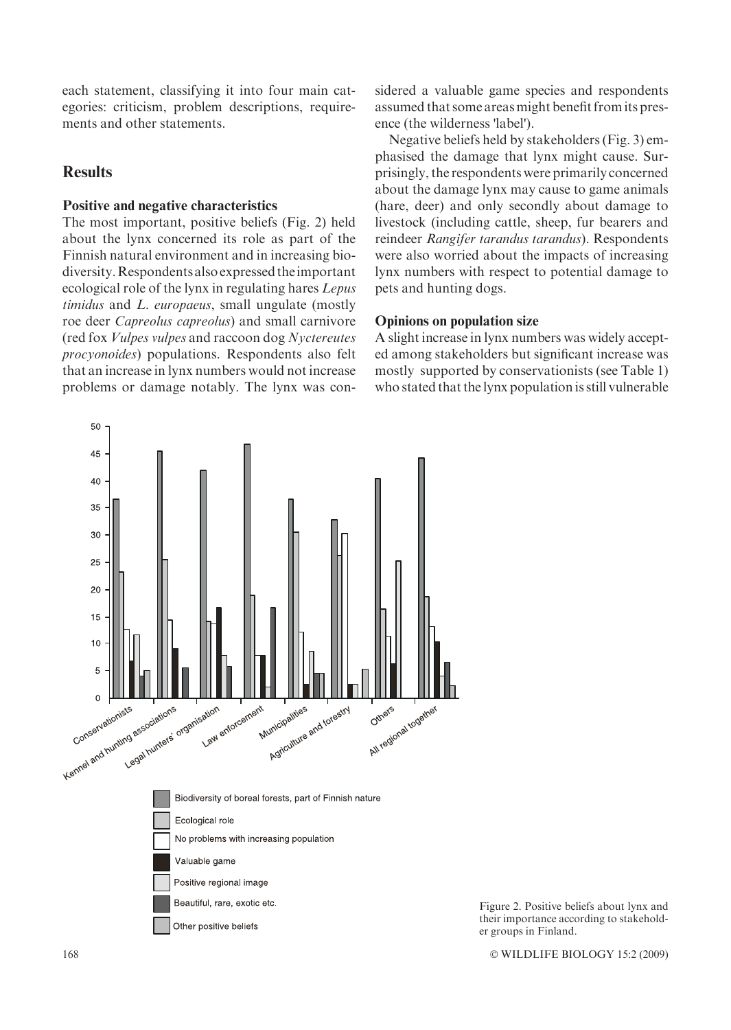each statement, classifying it into four main categories: criticism, problem descriptions, requirements and other statements.

## Results

### Positive and negative characteristics

The most important, positive beliefs (Fig. 2) held about the lynx concerned its role as part of the Finnish natural environment and in increasing biodiversity. Respondents also expressed the important ecological role of the lynx in regulating hares *Lepus timidus* and *L. europaeus*, small ungulate (mostly roe deer *Capreolus capreolus*) and small carnivore (red fox *Vulpes vulpes* and raccoon dog *Nyctereutes procyonoides*) populations. Respondents also felt that an increase in lynx numbers would not increase problems or damage notably. The lynx was considered a valuable game species and respondents assumed that some areas might benefit from its presence (the wilderness 'label').

Negative beliefs held by stakeholders (Fig. 3) emphasised the damage that lynx might cause. Surprisingly, the respondents were primarily concerned about the damage lynx may cause to game animals (hare, deer) and only secondly about damage to livestock (including cattle, sheep, fur bearers and reindeer *Rangifer tarandus tarandus*). Respondents were also worried about the impacts of increasing lynx numbers with respect to potential damage to pets and hunting dogs.

### Opinions on population size

A slight increase in lynx numbers was widely accepted among stakeholders but significant increase was mostly supported by conservationists (see Table 1) who stated that the lynx population is still vulnerable

Figure 2. Positive beliefs about lynx and their importance according to stakeholder groups in Finland.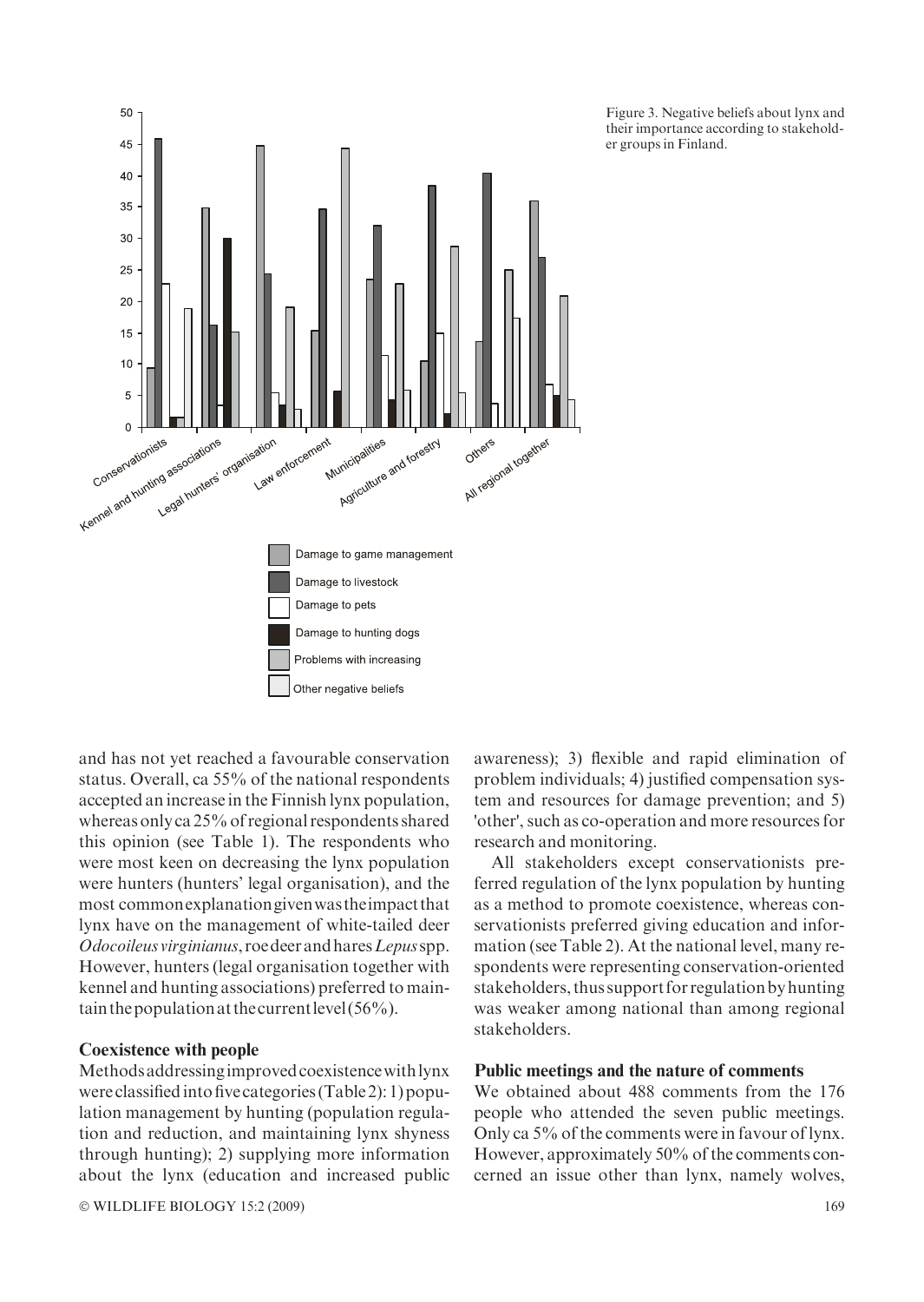Figure 3. Negative beliefs about lynx and their importance according to stakeholder groups in Finland.

and has not yet reached a favourable conservation status. Overall, ca 55% of the national respondents accepted an increase in the Finnish lynx population, whereas only ca 25% of regional respondents shared this opinion (see Table 1). The respondents who were most keen on decreasing the lynx population were hunters (hunters' legal organisation), and the most common explanation given was the impact that lynx have on the management of white-tailed deer *Odocoileus virginianus*, roe deer and hares *Lepus* spp. However, hunters (legal organisation together with kennel and hunting associations) preferred to maintain the population at the current level (56%).

### Coexistence with people

Methods addressing improved coexistence with lynx were classified into five categories (Table 2): 1) population management by hunting (population regulation and reduction, and maintaining lynx shyness through hunting); 2) supplying more information about the lynx (education and increased public awareness); 3) flexible and rapid elimination of problem individuals; 4) justified compensation system and resources for damage prevention; and 5) 'other', such as co-operation and more resources for research and monitoring.

All stakeholders except conservationists preferred regulation of the lynx population by hunting as a method to promote coexistence, whereas conservationists preferred giving education and information (see Table 2). At the national level, many respondents were representing conservation-oriented stakeholders, thus support for regulation by hunting was weaker among national than among regional stakeholders.

### Public meetings and the nature of comments

We obtained about 488 comments from the 176 people who attended the seven public meetings. Only ca 5% of the comments were in favour of lynx. However, approximately 50% of the comments concerned an issue other than lynx, namely wolves,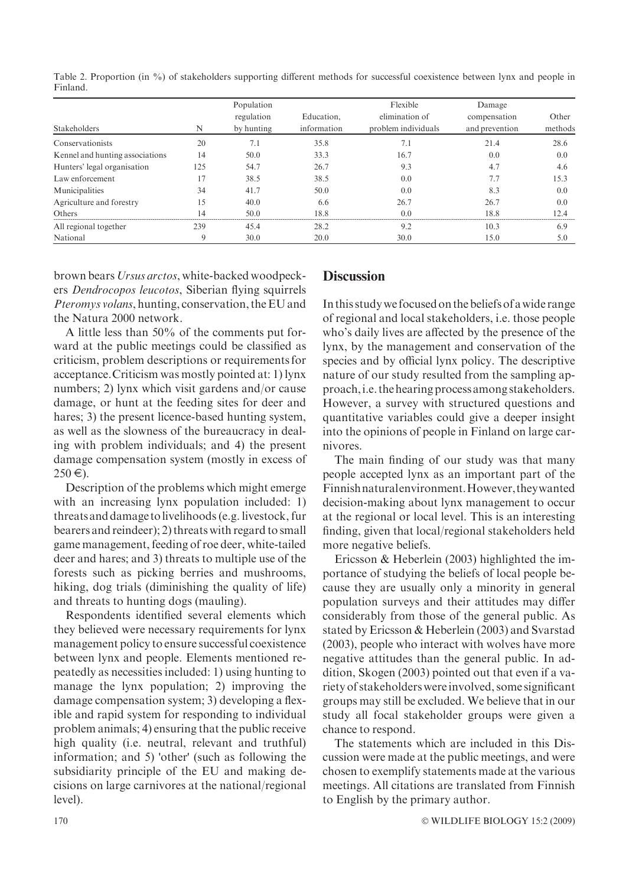Table 2. Proportion (in %) of stakeholders supporting different methods for successful coexistence between lynx and people in Finland.

| Stakeholders | N | Population regulation by hunting | Education, information | Flexible elimination of problem individuals | Damage compensation and prevention | Other methods |
|---|---|---|---|---|---|---|
| Conservationists | 20 | 7.1 | 35.8 | 7.1 | 21.4 | 28.6 |
| Kennel and hunting associations | 14 | 50.0 | 33.3 | 16.7 | 0.0 | 0.0 |
| Hunters' legal organisation | 125 | 54.7 | 26.7 | 9.3 | 4.7 | 4.6 |
| Law enforcement | 17 | 38.5 | 38.5 | 0.0 | 7.7 | 15.3 |
| Municipalities | 34 | 41.7 | 50.0 | 0.0 | 8.3 | 0.0 |
| Agriculture and forestry | 15 | 40.0 | 6.6 | 26.7 | 26.7 | 0.0 |
| Others | 14 | 50.0 | 18.8 | 0.0 | 18.8 | 12.4 |
| All regional together | 239 | 45.4 | 28.2 | 9.2 | 10.3 | 6.9 |
| National | 9 | 30.0 | 20.0 | 30.0 | 15.0 | 5.0 |

brown bears *Ursus arctos*, white-backed woodpeckers *Dendrocopos leucotos*, Siberian flying squirrels *Pteromys volans*, hunting, conservation, the EU and the Natura 2000 network.

A little less than 50% of the comments put forward at the public meetings could be classified as criticism, problem descriptions or requirements for acceptance. Criticism was mostly pointed at: 1) lynx numbers; 2) lynx which visit gardens and/or cause damage, or hunt at the feeding sites for deer and hares; 3) the present licence-based hunting system, as well as the slowness of the bureaucracy in dealing with problem individuals; and 4) the present damage compensation system (mostly in excess of 250 €).

Description of the problems which might emerge with an increasing lynx population included: 1) threats and damage to livelihoods (e.g. livestock, fur bearers and reindeer); 2) threats with regard to small game management, feeding of roe deer, white-tailed deer and hares; and 3) threats to multiple use of the forests such as picking berries and mushrooms, hiking, dog trials (diminishing the quality of life) and threats to hunting dogs (mauling).

Respondents identified several elements which they believed were necessary requirements for lynx management policy to ensure successful coexistence between lynx and people. Elements mentioned repeatedly as necessities included: 1) using hunting to manage the lynx population; 2) improving the damage compensation system; 3) developing a flexible and rapid system for responding to individual problem animals; 4) ensuring that the public receive high quality (i.e. neutral, relevant and truthful) information; and 5) 'other' (such as following the subsidiarity principle of the EU and making decisions on large carnivores at the national/regional level).

## Discussion

In this study we focused on the beliefs of a wide range of regional and local stakeholders, i.e. those people who's daily lives are affected by the presence of the lynx, by the management and conservation of the species and by official lynx policy. The descriptive nature of our study resulted from the sampling approach, i.e. the hearing process among stakeholders. However, a survey with structured questions and quantitative variables could give a deeper insight into the opinions of people in Finland on large carnivores.

The main finding of our study was that many people accepted lynx as an important part of the Finnish natural environment. However, they wanted decision-making about lynx management to occur at the regional or local level. This is an interesting finding, given that local/regional stakeholders held more negative beliefs.

Ericsson & Heberlein (2003) highlighted the importance of studying the beliefs of local people because they are usually only a minority in general population surveys and their attitudes may differ considerably from those of the general public. As stated by Ericsson & Heberlein (2003) and Svarstad (2003), people who interact with wolves have more negative attitudes than the general public. In addition, Skogen (2003) pointed out that even if a variety of stakeholders were involved, some significant groups may still be excluded. We believe that in our study all focal stakeholder groups were given a chance to respond.

The statements which are included in this Discussion were made at the public meetings, and were chosen to exemplify statements made at the various meetings. All citations are translated from Finnish to English by the primary author.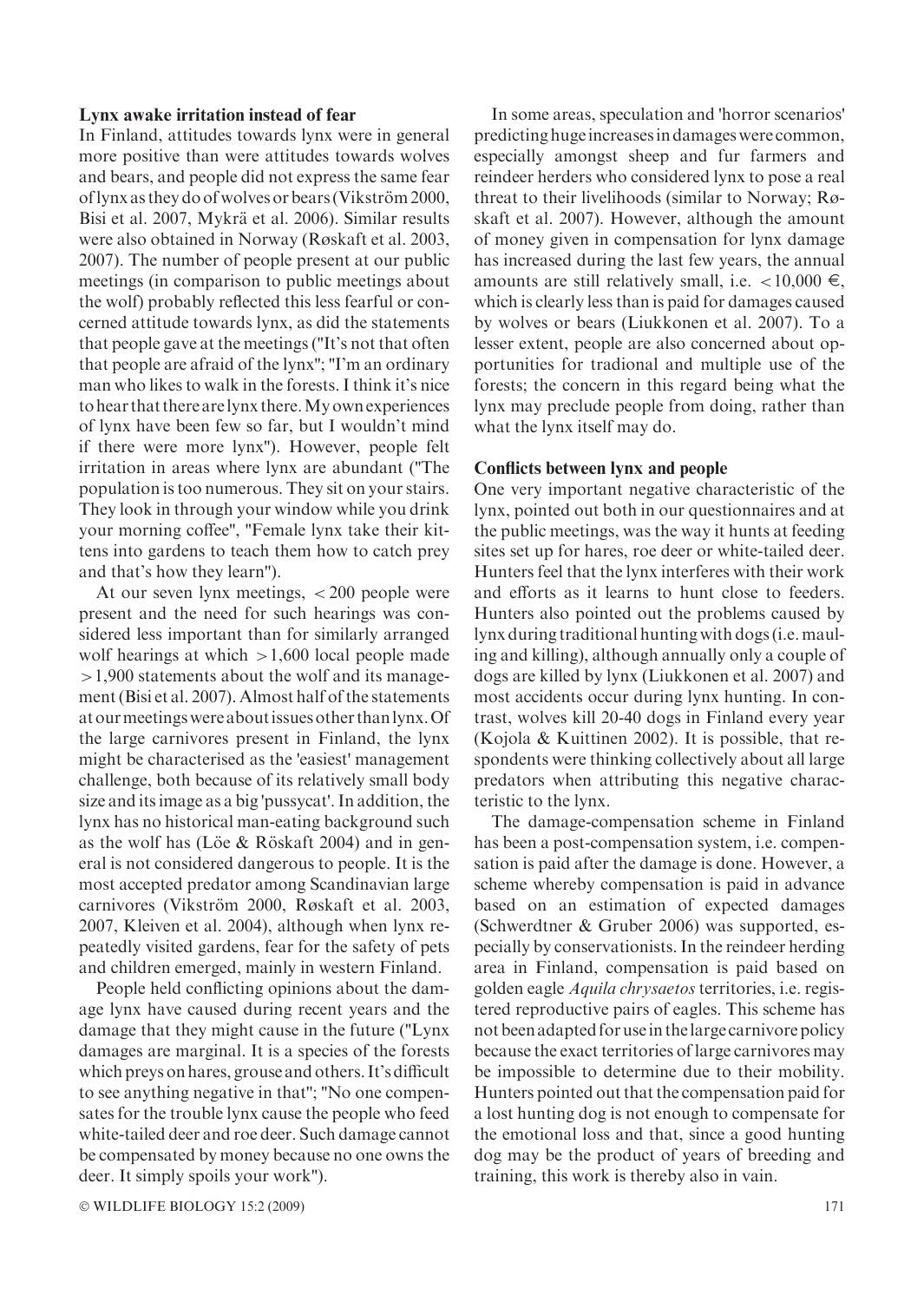### Lynx awake irritation instead of fear

In Finland, attitudes towards lynx were in general more positive than were attitudes towards wolves and bears, and people did not express the same fear of lynx as they do of wolves or bears (Vikström 2000, Bisi et al. 2007, Mykrä et al. 2006). Similar results were also obtained in Norway (Røskaft et al. 2003, 2007). The number of people present at our public meetings (in comparison to public meetings about the wolf) probably reflected this less fearful or concerned attitude towards lynx, as did the statements that people gave at the meetings ("It's not that often that people are afraid of the lynx"; "I'm an ordinary man who likes to walk in the forests. I think it's nice to hear that there are lynx there. My own experiences of lynx have been few so far, but I wouldn't mind if there were more lynx"). However, people felt irritation in areas where lynx are abundant ("The population is too numerous. They sit on your stairs. They look in through your window while you drink your morning coffee", "Female lynx take their kittens into gardens to teach them how to catch prey and that's how they learn").

At our seven lynx meetings, < 200 people were present and the need for such hearings was considered less important than for similarly arranged wolf hearings at which > 1,600 local people made > 1,900 statements about the wolf and its management (Bisi et al. 2007). Almost half of the statements at our meetings were about issues other than lynx. Of the large carnivores present in Finland, the lynx might be characterised as the 'easiest' management challenge, both because of its relatively small body size and its image as a big 'pussycat'. In addition, the lynx has no historical man-eating background such as the wolf has (Löe & Röskaft 2004) and in general is not considered dangerous to people. It is the most accepted predator among Scandinavian large carnivores (Vikström 2000, Røskaft et al. 2003, 2007, Kleiven et al. 2004), although when lynx repeatedly visited gardens, fear for the safety of pets and children emerged, mainly in western Finland.

People held conflicting opinions about the damage lynx have caused during recent years and the damage that they might cause in the future ("Lynx damages are marginal. It is a species of the forests which preys on hares, grouse and others. It's difficult to see anything negative in that"; "No one compensates for the trouble lynx cause the people who feed white-tailed deer and roe deer. Such damage cannot be compensated by money because no one owns the deer. It simply spoils your work").

In some areas, speculation and 'horror scenarios' predicting huge increases in damages were common, especially amongst sheep and fur farmers and reindeer herders who considered lynx to pose a real threat to their livelihoods (similar to Norway; Røskaft et al. 2007). However, although the amount of money given in compensation for lynx damage has increased during the last few years, the annual amounts are still relatively small, i.e. < 10,000 €, which is clearly less than is paid for damages caused by wolves or bears (Liukkonen et al. 2007). To a lesser extent, people are also concerned about opportunities for tradional and multiple use of the forests; the concern in this regard being what the lynx may preclude people from doing, rather than what the lynx itself may do.

### Conflicts between lynx and people

One very important negative characteristic of the lynx, pointed out both in our questionnaires and at the public meetings, was the way it hunts at feeding sites set up for hares, roe deer or white-tailed deer. Hunters feel that the lynx interferes with their work and efforts as it learns to hunt close to feeders. Hunters also pointed out the problems caused by lynx during traditional hunting with dogs (i.e. mauling and killing), although annually only a couple of dogs are killed by lynx (Liukkonen et al. 2007) and most accidents occur during lynx hunting. In contrast, wolves kill 20-40 dogs in Finland every year (Kojola & Kuittinen 2002). It is possible, that respondents were thinking collectively about all large predators when attributing this negative characteristic to the lynx.

The damage-compensation scheme in Finland has been a post-compensation system, i.e. compensation is paid after the damage is done. However, a scheme whereby compensation is paid in advance based on an estimation of expected damages (Schwerdtner & Gruber 2006) was supported, especially by conservationists. In the reindeer herding area in Finland, compensation is paid based on golden eagle *Aquila chrysaetos* territories, i.e. registered reproductive pairs of eagles. This scheme has not been adapted for use in the large carnivore policy because the exact territories of large carnivores may be impossible to determine due to their mobility. Hunters pointed out that the compensation paid for a lost hunting dog is not enough to compensate for the emotional loss and that, since a good hunting dog may be the product of years of breeding and training, this work is thereby also in vain.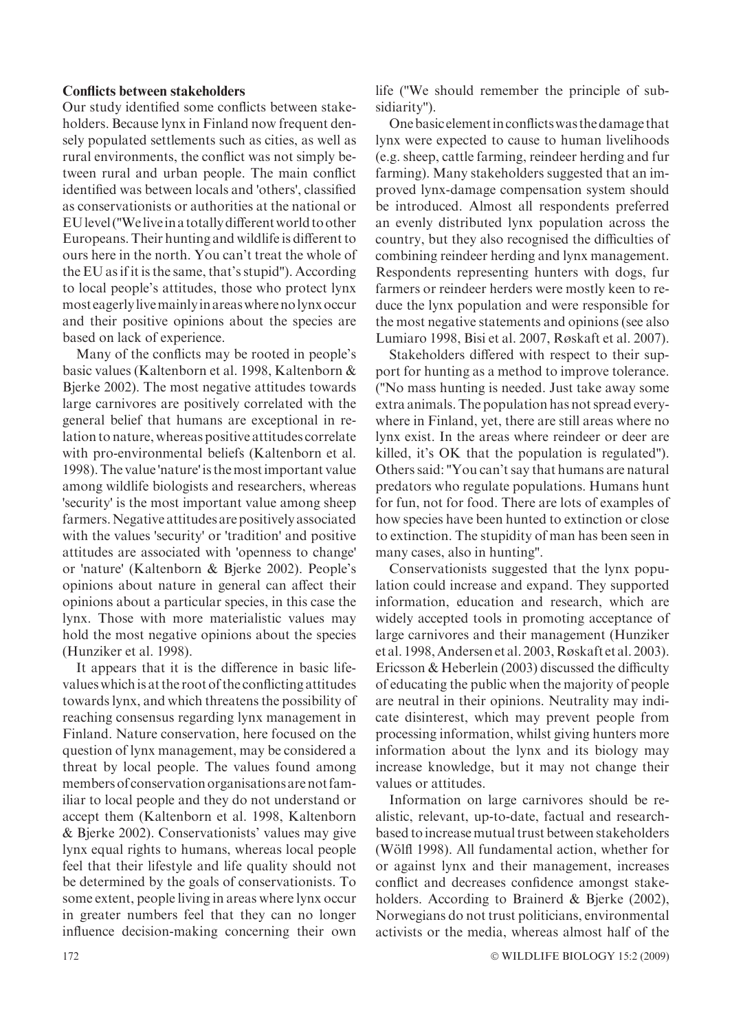### Conflicts between stakeholders

Our study identified some conflicts between stakeholders. Because lynx in Finland now frequent densely populated settlements such as cities, as well as rural environments, the conflict was not simply between rural and urban people. The main conflict identified was between locals and 'others', classified as conservationists or authorities at the national or EU level ("We live in a totally different world to other Europeans. Their hunting and wildlife is different to ours here in the north. You can't treat the whole of the EU as if it is the same, that's stupid"). According to local people's attitudes, those who protect lynx most eagerly live mainly in areas where no lynx occur and their positive opinions about the species are based on lack of experience.

Many of the conflicts may be rooted in people's basic values (Kaltenborn et al. 1998, Kaltenborn & Bjerke 2002). The most negative attitudes towards large carnivores are positively correlated with the general belief that humans are exceptional in relation to nature, whereas positive attitudes correlate with pro-environmental beliefs (Kaltenborn et al. 1998). The value 'nature' is the most important value among wildlife biologists and researchers, whereas 'security' is the most important value among sheep farmers. Negative attitudes are positively associated with the values 'security' or 'tradition' and positive attitudes are associated with 'openness to change' or 'nature' (Kaltenborn & Bjerke 2002). People's opinions about nature in general can affect their opinions about a particular species, in this case the lynx. Those with more materialistic values may hold the most negative opinions about the species (Hunziker et al. 1998).

It appears that it is the difference in basic life-values which is at the root of the conflicting attitudes towards lynx, and which threatens the possibility of reaching consensus regarding lynx management in Finland. Nature conservation, here focused on the question of lynx management, may be considered a threat by local people. The values found among members of conservation organisations are not familiar to local people and they do not understand or accept them (Kaltenborn et al. 1998, Kaltenborn & Bjerke 2002). Conservationists' values may give lynx equal rights to humans, whereas local people feel that their lifestyle and life quality should not be determined by the goals of conservationists. To some extent, people living in areas where lynx occur in greater numbers feel that they can no longer influence decision-making concerning their own life ("We should remember the principle of subsidiarity").

One basic element in conflicts was the damage that lynx were expected to cause to human livelihoods (e.g. sheep, cattle farming, reindeer herding and fur farming). Many stakeholders suggested that an improved lynx-damage compensation system should be introduced. Almost all respondents preferred an evenly distributed lynx population across the country, but they also recognised the difficulties of combining reindeer herding and lynx management. Respondents representing hunters with dogs, fur farmers or reindeer herders were mostly keen to reduce the lynx population and were responsible for the most negative statements and opinions (see also Lumiaro 1998, Bisi et al. 2007, Røskaft et al. 2007).

Stakeholders differed with respect to their support for hunting as a method to improve tolerance. ("No mass hunting is needed. Just take away some extra animals. The population has not spread everywhere in Finland, yet, there are still areas where no lynx exist. In the areas where reindeer or deer are killed, it's OK that the population is regulated"). Others said: "You can't say that humans are natural predators who regulate populations. Humans hunt for fun, not for food. There are lots of examples of how species have been hunted to extinction or close to extinction. The stupidity of man has been seen in many cases, also in hunting".

Conservationists suggested that the lynx population could increase and expand. They supported information, education and research, which are widely accepted tools in promoting acceptance of large carnivores and their management (Hunziker et al. 1998, Andersen et al. 2003, Røskaft et al. 2003). Ericsson & Heberlein (2003) discussed the difficulty of educating the public when the majority of people are neutral in their opinions. Neutrality may indicate disinterest, which may prevent people from processing information, whilst giving hunters more information about the lynx and its biology may increase knowledge, but it may not change their values or attitudes.

Information on large carnivores should be realistic, relevant, up-to-date, factual and research-based to increase mutual trust between stakeholders (Wölfl 1998). All fundamental action, whether for or against lynx and their management, increases conflict and decreases confidence amongst stakeholders. According to Brainerd & Bjerke (2002), Norwegians do not trust politicians, environmental activists or the media, whereas almost half of the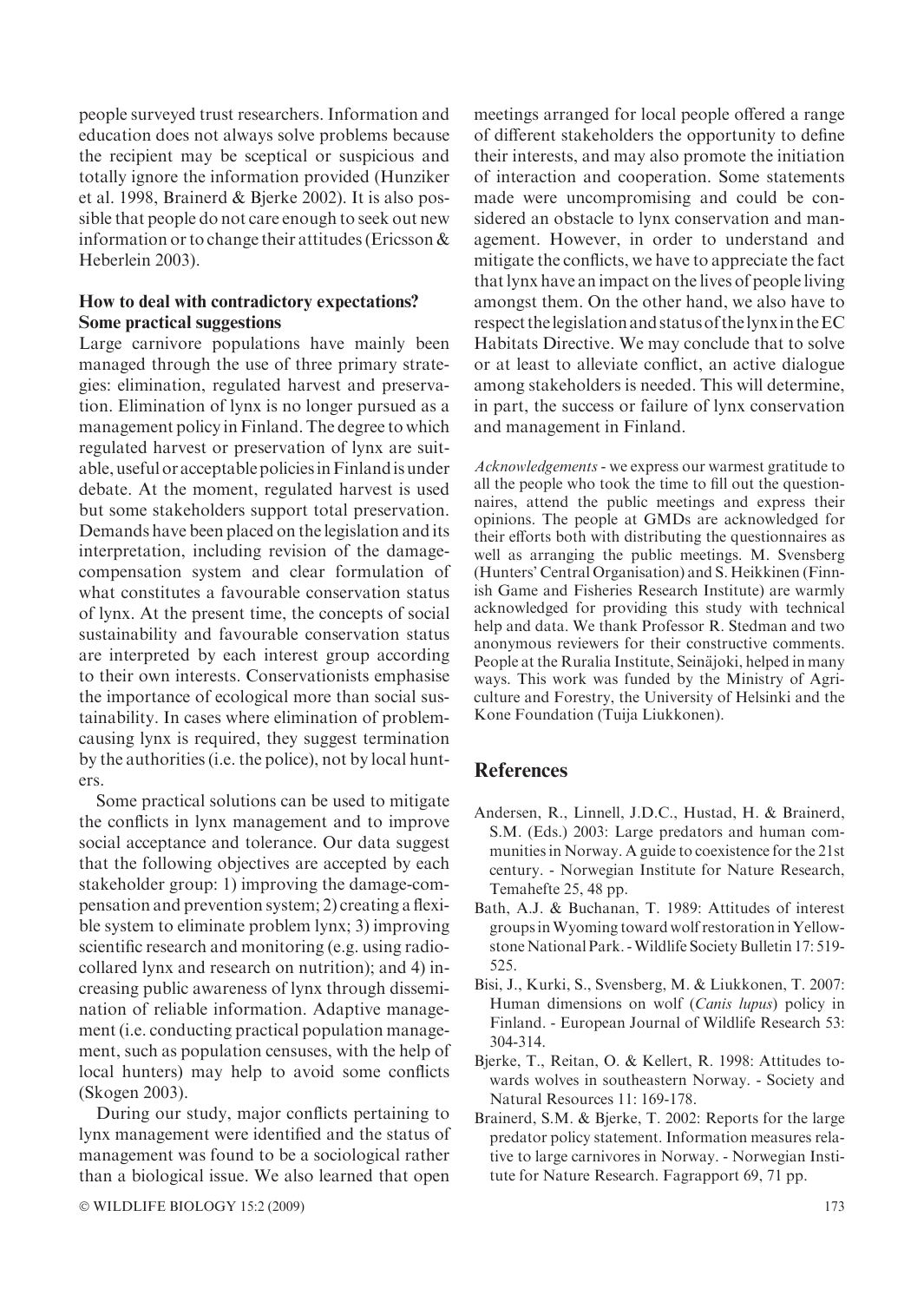people surveyed trust researchers. Information and education does not always solve problems because the recipient may be sceptical or suspicious and totally ignore the information provided (Hunziker et al. 1998, Brainerd & Bjerke 2002). It is also possible that people do not care enough to seek out new information or to change their attitudes (Ericsson & Heberlein 2003).

### How to deal with contradictory expectations? Some practical suggestions

Large carnivore populations have mainly been managed through the use of three primary strategies: elimination, regulated harvest and preservation. Elimination of lynx is no longer pursued as a management policy in Finland. The degree to which regulated harvest or preservation of lynx are suitable, useful or acceptable policies in Finland is under debate. At the moment, regulated harvest is used but some stakeholders support total preservation. Demands have been placed on the legislation and its interpretation, including revision of the damage-compensation system and clear formulation of what constitutes a favourable conservation status of lynx. At the present time, the concepts of social sustainability and favourable conservation status are interpreted by each interest group according to their own interests. Conservationists emphasise the importance of ecological more than social sustainability. In cases where elimination of problem-causing lynx is required, they suggest termination by the authorities (i.e. the police), not by local hunters.

Some practical solutions can be used to mitigate the conflicts in lynx management and to improve social acceptance and tolerance. Our data suggest that the following objectives are accepted by each stakeholder group: 1) improving the damage-compensation and prevention system; 2) creating a flexible system to eliminate problem lynx; 3) improving scientific research and monitoring (e.g. using radio-collared lynx and research on nutrition); and 4) increasing public awareness of lynx through dissemination of reliable information. Adaptive management (i.e. conducting practical population management, such as population censuses, with the help of local hunters) may help to avoid some conflicts (Skogen 2003).

During our study, major conflicts pertaining to lynx management were identified and the status of management was found to be a sociological rather than a biological issue. We also learned that open meetings arranged for local people offered a range of different stakeholders the opportunity to define their interests, and may also promote the initiation of interaction and cooperation. Some statements made were uncompromising and could be considered an obstacle to lynx conservation and management. However, in order to understand and mitigate the conflicts, we have to appreciate the fact that lynx have an impact on the lives of people living amongst them. On the other hand, we also have to respect the legislation and status of the lynx in the EC Habitats Directive. We may conclude that to solve or at least to alleviate conflict, an active dialogue among stakeholders is needed. This will determine, in part, the success or failure of lynx conservation and management in Finland.

*Acknowledgements* - we express our warmest gratitude to all the people who took the time to fill out the questionnaires, attend the public meetings and express their opinions. The people at GMDs are acknowledged for their efforts both with distributing the questionnaires as well as arranging the public meetings. M. Svensberg (Hunters' Central Organisation) and S. Heikkinen (Finnish Game and Fisheries Research Institute) are warmly acknowledged for providing this study with technical help and data. We thank Professor R. Stedman and two anonymous reviewers for their constructive comments. People at the Ruralia Institute, Seinäjoki, helped in many ways. This work was funded by the Ministry of Agriculture and Forestry, the University of Helsinki and the Kone Foundation (Tuija Liukkonen).

## References

Andersen, R., Linnell, J.D.C., Hustad, H. & Brainerd, S.M. (Eds.) 2003: Large predators and human communities in Norway. A guide to coexistence for the 21st century. - Norwegian Institute for Nature Research, Temahefte 25, 48 pp.

Bath, A.J. & Buchanan, T. 1989: Attitudes of interest groups in Wyoming toward wolf restoration in Yellowstone National Park. - Wildlife Society Bulletin 17: 519-525.

Bisi, J., Kurki, S., Svensberg, M. & Liukkonen, T. 2007: Human dimensions on wolf (*Canis lupus*) policy in Finland. - European Journal of Wildlife Research 53: 304-314.

Bjerke, T., Reitan, O. & Kellert, R. 1998: Attitudes towards wolves in southeastern Norway. - Society and Natural Resources 11: 169-178.

Brainerd, S.M. & Bjerke, T. 2002: Reports for the large predator policy statement. Information measures relative to large carnivores in Norway. - Norwegian Institute for Nature Research. Fagrapport 69, 71 pp.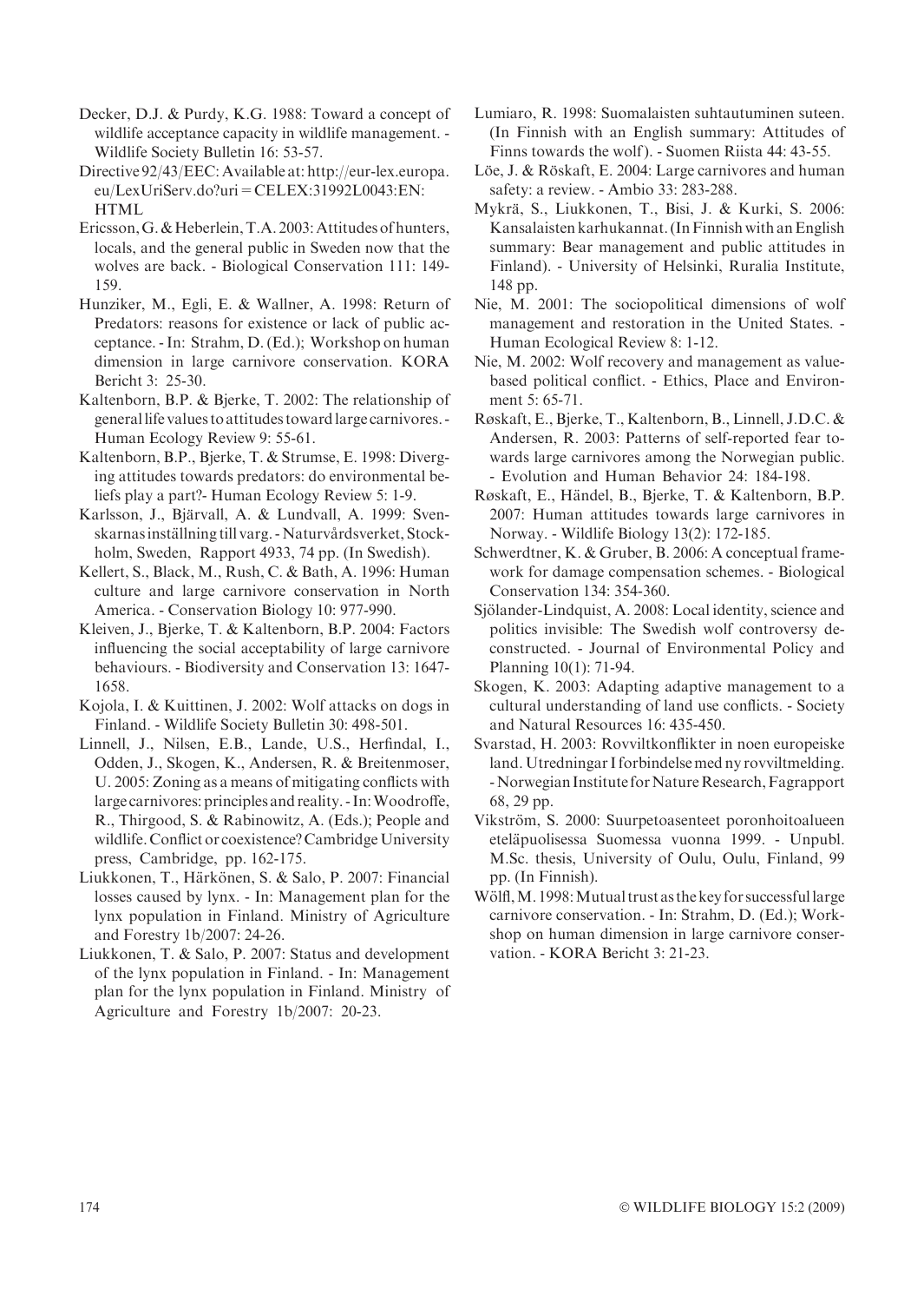Decker, D.J. & Purdy, K.G. 1988: Toward a concept of wildlife acceptance capacity in wildlife management. - Wildlife Society Bulletin 16: 53-57.

Directive 92/43/EEC: Available at: http://eur-lex.europa.eu/LexUriServ.do?uri = CELEX:31992L0043:EN:HTML

Ericsson, G. & Heberlein, T.A. 2003: Attitudes of hunters, locals, and the general public in Sweden now that the wolves are back. - Biological Conservation 111: 149-159.

Hunziker, M., Egli, E. & Wallner, A. 1998: Return of Predators: reasons for existence or lack of public acceptance. - In: Strahm, D. (Ed.); Workshop on human dimension in large carnivore conservation. KORA Bericht 3: 25-30.

Kaltenborn, B.P. & Bjerke, T. 2002: The relationship of general life values to attitudes toward large carnivores. - Human Ecology Review 9: 55-61.

Kaltenborn, B.P., Bjerke, T. & Strumse, E. 1998: Diverging attitudes towards predators: do environmental beliefs play a part?- Human Ecology Review 5: 1-9.

Karlsson, J., Bjärvall, A. & Lundvall, A. 1999: Svenskarnas inställning till varg. - Naturvårdsverket, Stockholm, Sweden, Rapport 4933, 74 pp. (In Swedish).

Kellert, S., Black, M., Rush, C. & Bath, A. 1996: Human culture and large carnivore conservation in North America. - Conservation Biology 10: 977-990.

Kleiven, J., Bjerke, T. & Kaltenborn, B.P. 2004: Factors influencing the social acceptability of large carnivore behaviours. - Biodiversity and Conservation 13: 1647-1658.

Kojola, I. & Kuittinen, J. 2002: Wolf attacks on dogs in Finland. - Wildlife Society Bulletin 30: 498-501.

Linnell, J., Nilsen, E.B., Lande, U.S., Herfindal, I., Odden, J., Skogen, K., Andersen, R. & Breitenmoser, U. 2005: Zoning as a means of mitigating conflicts with large carnivores: principles and reality. - In: Woodroffe, R., Thirgood, S. & Rabinowitz, A. (Eds.); People and wildlife. Conflict or coexistence? Cambridge University press, Cambridge, pp. 162-175.

Liukkonen, T., Härkönen, S. & Salo, P. 2007: Financial losses caused by lynx. - In: Management plan for the lynx population in Finland. Ministry of Agriculture and Forestry 1b/2007: 24-26.

Liukkonen, T. & Salo, P. 2007: Status and development of the lynx population in Finland. - In: Management plan for the lynx population in Finland. Ministry of Agriculture and Forestry 1b/2007: 20-23.

Lumiaro, R. 1998: Suomalaisten suhtautuminen suteen. (In Finnish with an English summary: Attitudes of Finns towards the wolf). - Suomen Riista 44: 43-55.

Löe, J. & Röskaft, E. 2004: Large carnivores and human safety: a review. - Ambio 33: 283-288.

Mykrä, S., Liukkonen, T., Bisi, J. & Kurki, S. 2006: Kansalaisten karhukannat. (In Finnish with an English summary: Bear management and public attitudes in Finland). - University of Helsinki, Ruralia Institute, 148 pp.

Nie, M. 2001: The sociopolitical dimensions of wolf management and restoration in the United States. - Human Ecological Review 8: 1-12.

Nie, M. 2002: Wolf recovery and management as value-based political conflict. - Ethics, Place and Environment 5: 65-71.

Røskaft, E., Bjerke, T., Kaltenborn, B., Linnell, J.D.C. & Andersen, R. 2003: Patterns of self-reported fear towards large carnivores among the Norwegian public. - Evolution and Human Behavior 24: 184-198.

Røskaft, E., Händel, B., Bjerke, T. & Kaltenborn, B.P. 2007: Human attitudes towards large carnivores in Norway. - Wildlife Biology 13(2): 172-185.

Schwerdtner, K. & Gruber, B. 2006: A conceptual framework for damage compensation schemes. - Biological Conservation 134: 354-360.

Sjölander-Lindquist, A. 2008: Local identity, science and politics invisible: The Swedish wolf controversy deconstructed. - Journal of Environmental Policy and Planning 10(1): 71-94.

Skogen, K. 2003: Adapting adaptive management to a cultural understanding of land use conflicts. - Society and Natural Resources 16: 435-450.

Svarstad, H. 2003: Rovviltkonflikter in noen europeiske land. Utredningar I forbindelse med ny rovviltmelding. - Norwegian Institute for Nature Research, Fagrapport 68, 29 pp.

Vikström, S. 2000: Suurpetoasenteet poronhoitoalueen eteläpuolisessa Suomessa vuonna 1999. - Unpubl. M.Sc. thesis, University of Oulu, Oulu, Finland, 99 pp. (In Finnish).

Wölfl, M. 1998: Mutual trust as the key for successful large carnivore conservation. - In: Strahm, D. (Ed.); Workshop on human dimension in large carnivore conservation. - KORA Bericht 3: 21-23.